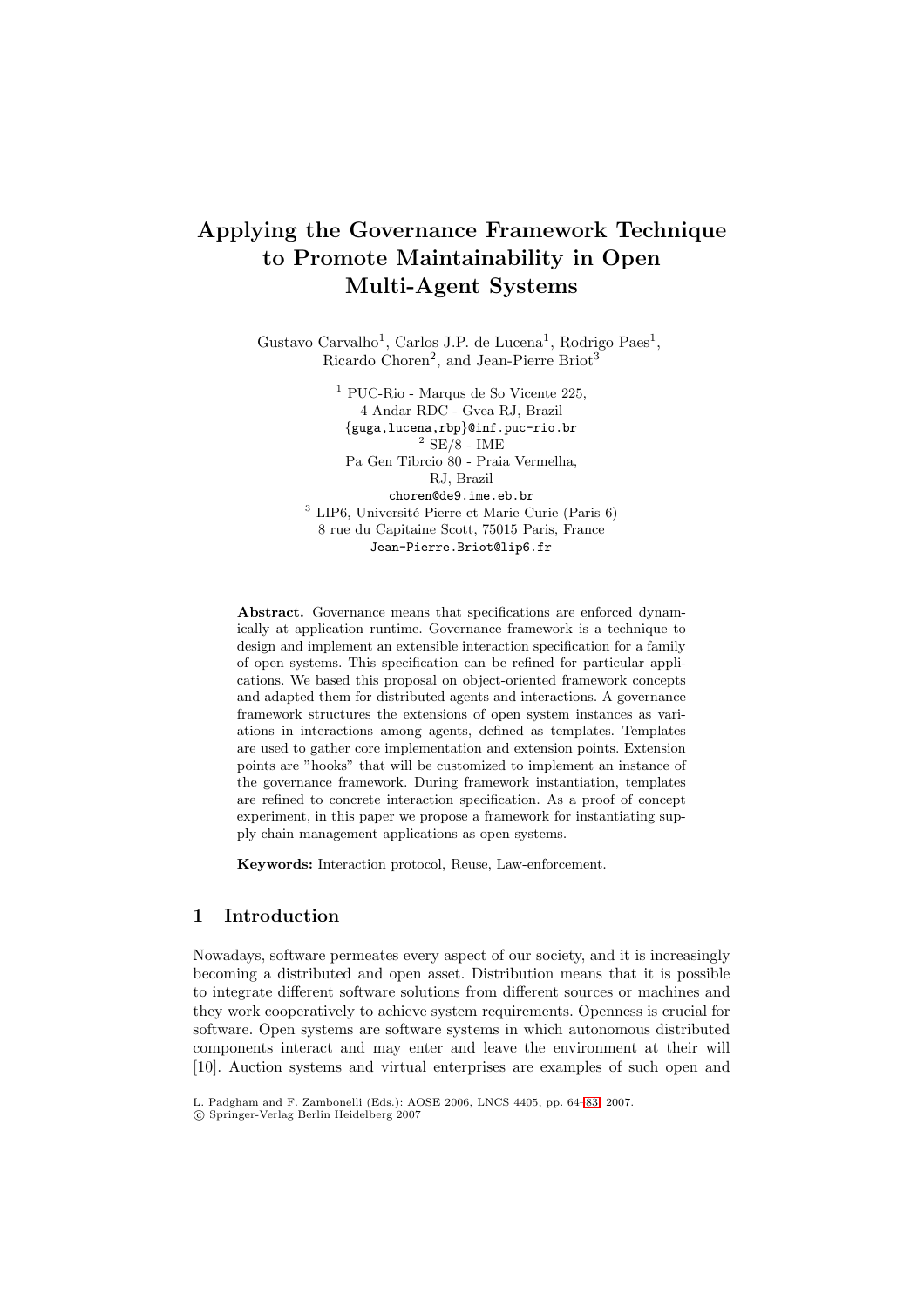# Applying the Governance Framework Technique to Promote Maintainability in Open Multi-Agent Systems

Gustavo Carvalho[1], Carlos J.P. de Lucena[1], Rodrigo Paes[1], Ricardo Choren[2], and Jean-Pierre Briot[3]

[1] PUC-Rio - Marqus de So Vicente 225, 4 Andar RDC - Gvea RJ, Brazil
{guga,lucena,rbp}@inf.puc-rio.br

[2] SE/8 - IME
Pa Gen Tibrcio 80 - Praia Vermelha, RJ, Brazil
choren@de9.ime.eb.br

[3] LIP6, Université Pierre et Marie Curie (Paris 6)
8 rue du Capitaine Scott, 75015 Paris, France
Jean-Pierre.Briot@lip6.fr

**Abstract.** Governance means that specifications are enforced dynamically at application runtime. Governance framework is a technique to design and implement an extensible interaction specification for a family of open systems. This specification can be refined for particular applications. We based this proposal on object-oriented framework concepts and adapted them for distributed agents and interactions. A governance framework structures the extensions of open system instances as variations in interactions among agents, defined as templates. Templates are used to gather core implementation and extension points. Extension points are "hooks" that will be customized to implement an instance of the governance framework. During framework instantiation, templates are refined to concrete interaction specification. As a proof of concept experiment, in this paper we propose a framework for instantiating supply chain management applications as open systems.

**Keywords:** Interaction protocol, Reuse, Law-enforcement.

## 1 Introduction

Nowadays, software permeates every aspect of our society, and it is increasingly becoming a distributed and open asset. Distribution means that it is possible to integrate different software solutions from different sources or machines and they work cooperatively to achieve system requirements. Openness is crucial for software. Open systems are software systems in which autonomous distributed components interact and may enter and leave the environment at their will [10]. Auction systems and virtual enterprises are examples of such open and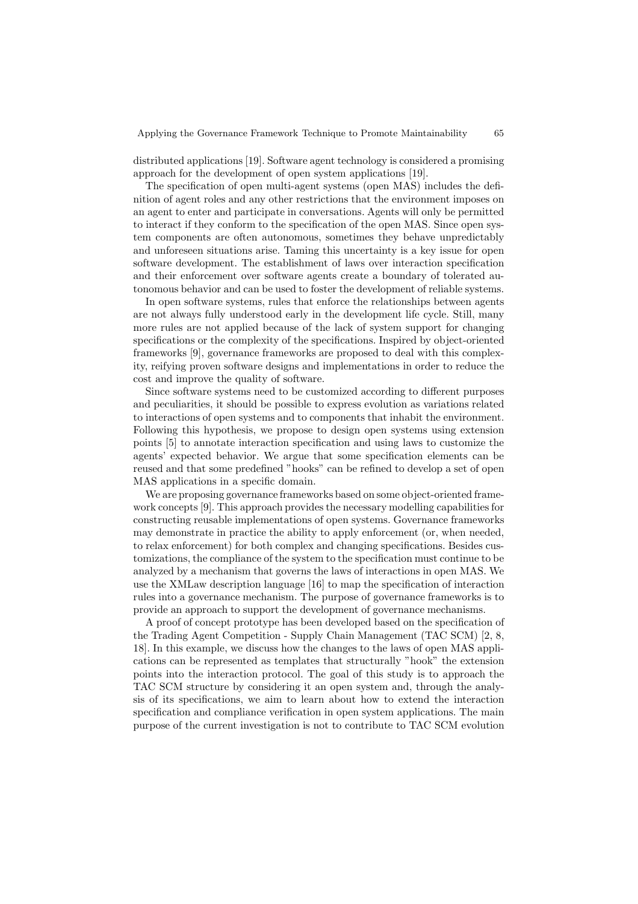distributed applications [19]. Software agent technology is considered a promising approach for the development of open system applications [19].

The specification of open multi-agent systems (open MAS) includes the definition of agent roles and any other restrictions that the environment imposes on an agent to enter and participate in conversations. Agents will only be permitted to interact if they conform to the specification of the open MAS. Since open system components are often autonomous, sometimes they behave unpredictably and unforeseen situations arise. Taming this uncertainty is a key issue for open software development. The establishment of laws over interaction specification and their enforcement over software agents create a boundary of tolerated autonomous behavior and can be used to foster the development of reliable systems.

In open software systems, rules that enforce the relationships between agents are not always fully understood early in the development life cycle. Still, many more rules are not applied because of the lack of system support for changing specifications or the complexity of the specifications. Inspired by object-oriented frameworks [9], governance frameworks are proposed to deal with this complexity, reifying proven software designs and implementations in order to reduce the cost and improve the quality of software.

Since software systems need to be customized according to different purposes and peculiarities, it should be possible to express evolution as variations related to interactions of open systems and to components that inhabit the environment. Following this hypothesis, we propose to design open systems using extension points [5] to annotate interaction specification and using laws to customize the agents' expected behavior. We argue that some specification elements can be reused and that some predefined "hooks" can be refined to develop a set of open MAS applications in a specific domain.

We are proposing governance frameworks based on some object-oriented framework concepts [9]. This approach provides the necessary modelling capabilities for constructing reusable implementations of open systems. Governance frameworks may demonstrate in practice the ability to apply enforcement (or, when needed, to relax enforcement) for both complex and changing specifications. Besides customizations, the compliance of the system to the specification must continue to be analyzed by a mechanism that governs the laws of interactions in open MAS. We use the XMLaw description language [16] to map the specification of interaction rules into a governance mechanism. The purpose of governance frameworks is to provide an approach to support the development of governance mechanisms.

A proof of concept prototype has been developed based on the specification of the Trading Agent Competition - Supply Chain Management (TAC SCM) [2, 8, 18]. In this example, we discuss how the changes to the laws of open MAS applications can be represented as templates that structurally "hook" the extension points into the interaction protocol. The goal of this study is to approach the TAC SCM structure by considering it an open system and, through the analysis of its specifications, we aim to learn about how to extend the interaction specification and compliance verification in open system applications. The main purpose of the current investigation is not to contribute to TAC SCM evolution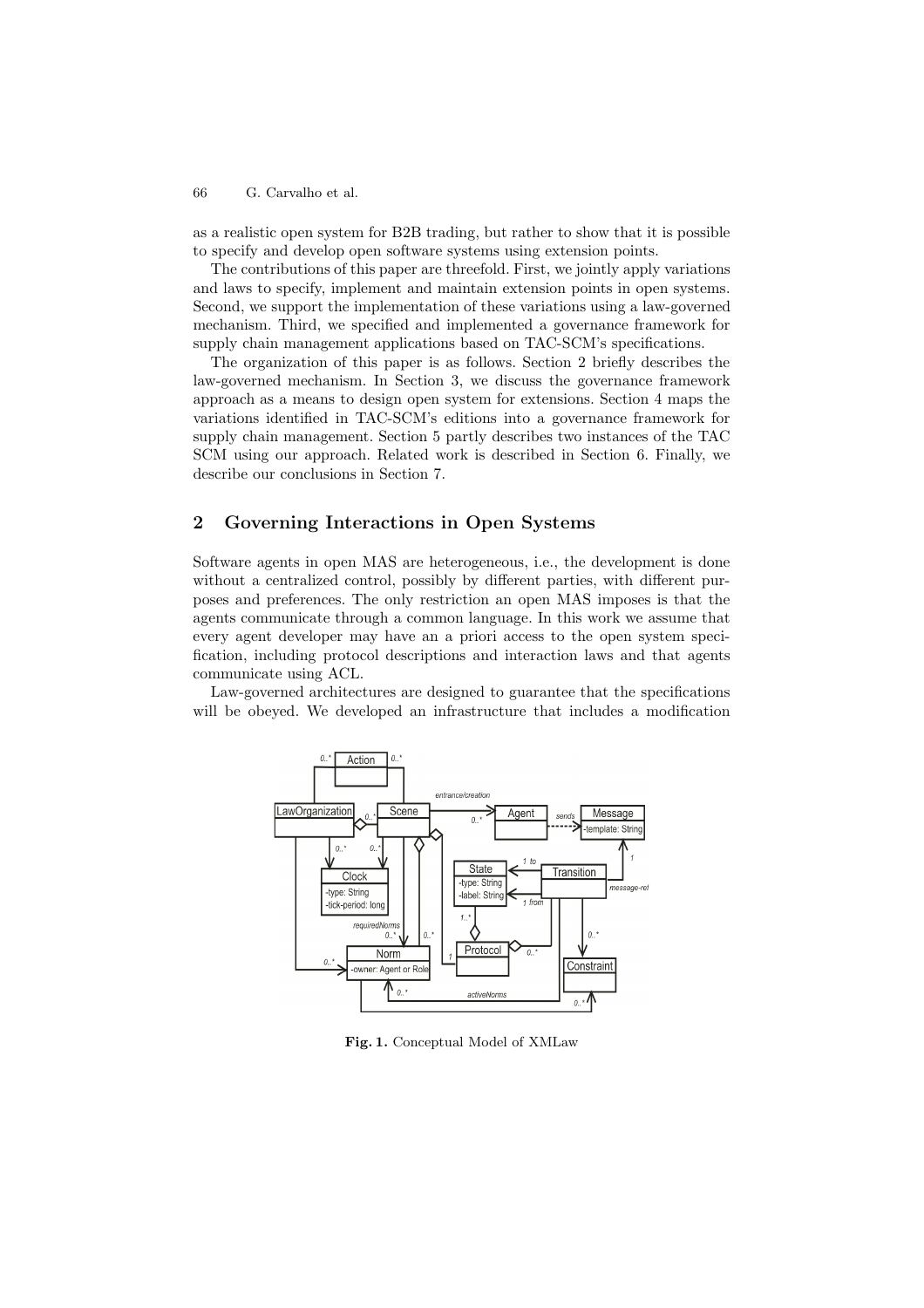as a realistic open system for B2B trading, but rather to show that it is possible to specify and develop open software systems using extension points.

The contributions of this paper are threefold. First, we jointly apply variations and laws to specify, implement and maintain extension points in open systems. Second, we support the implementation of these variations using a law-governed mechanism. Third, we specified and implemented a governance framework for supply chain management applications based on TAC-SCM's specifications.

The organization of this paper is as follows. Section 2 briefly describes the law-governed mechanism. In Section 3, we discuss the governance framework approach as a means to design open system for extensions. Section 4 maps the variations identified in TAC-SCM's editions into a governance framework for supply chain management. Section 5 partly describes two instances of the TAC SCM using our approach. Related work is described in Section 6. Finally, we describe our conclusions in Section 7.

## 2 Governing Interactions in Open Systems

Software agents in open MAS are heterogeneous, i.e., the development is done without a centralized control, possibly by different parties, with different purposes and preferences. The only restriction an open MAS imposes is that the agents communicate through a common language. In this work we assume that every agent developer may have an a priori access to the open system specification, including protocol descriptions and interaction laws and that agents communicate using ACL.

Law-governed architectures are designed to guarantee that the specifications will be obeyed. We developed an infrastructure that includes a modification

**Fig. 1.** Conceptual Model of XMLaw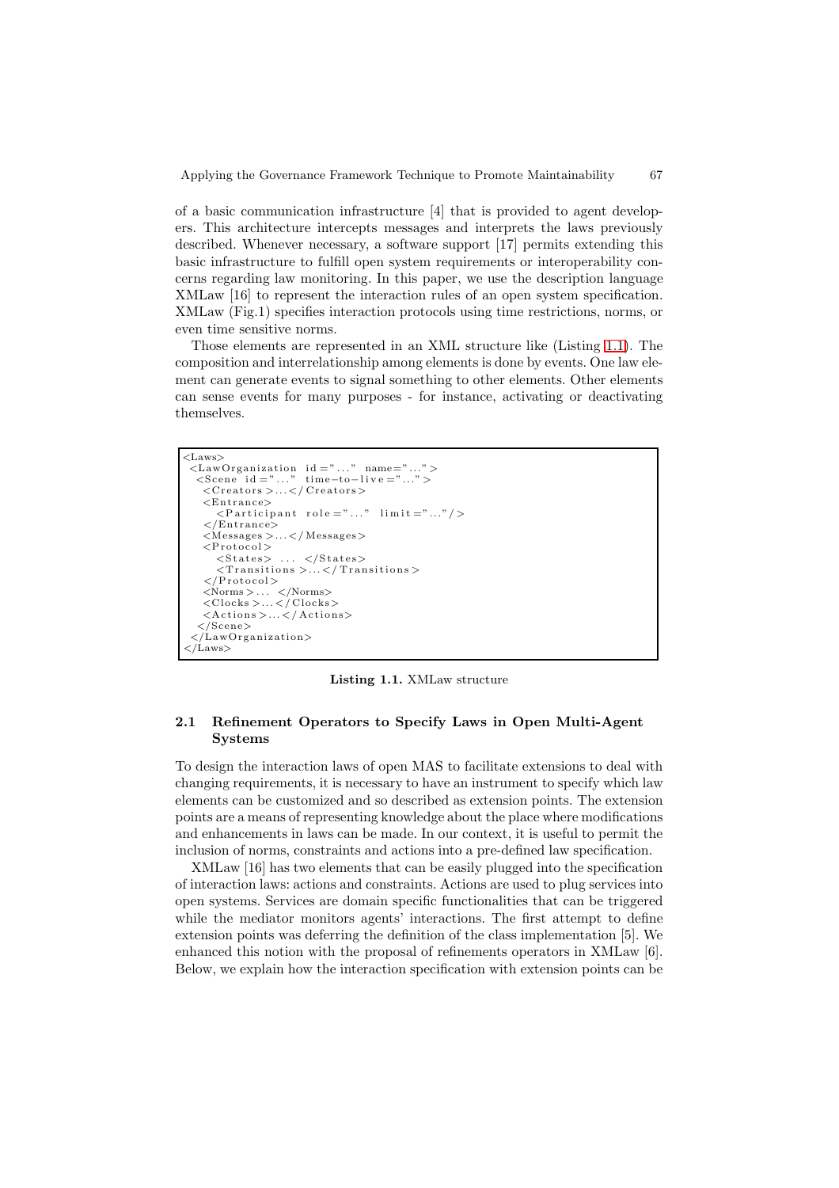of a basic communication infrastructure [4] that is provided to agent developers. This architecture intercepts messages and interprets the laws previously described. Whenever necessary, a software support [17] permits extending this basic infrastructure to fulfill open system requirements or interoperability concerns regarding law monitoring. In this paper, we use the description language XMLaw [16] to represent the interaction rules of an open system specification. XMLaw (Fig.1) specifies interaction protocols using time restrictions, norms, or even time sensitive norms.

Those elements are represented in an XML structure like (Listing 1.1). The composition and interrelationship among elements is done by events. One law element can generate events to signal something to other elements. Other elements can sense events for many purposes - for instance, activating or deactivating themselves.

```
<Laws>
 <LawOrganization id="..." name="...">
  <Scene id="..." time-to-live="...">
   <Creators>...</Creators>
   <Entrance>
     <Participant role="..." limit="..."/>
   </Entrance>
   <Messages>...</Messages>
   <Protocol>
     <States> ... </States>
     <Transitions>...</Transitions>
   </Protocol>
   <Norms>... </Norms>
   <Clocks>...</Clocks>
   <Actions>...</Actions>
  </Scene>
 </LawOrganization>
</Laws>
```

**Listing 1.1.** XMLaw structure

## 2.1 Refinement Operators to Specify Laws in Open Multi-Agent Systems

To design the interaction laws of open MAS to facilitate extensions to deal with changing requirements, it is necessary to have an instrument to specify which law elements can be customized and so described as extension points. The extension points are a means of representing knowledge about the place where modifications and enhancements in laws can be made. In our context, it is useful to permit the inclusion of norms, constraints and actions into a pre-defined law specification.

XMLaw [16] has two elements that can be easily plugged into the specification of interaction laws: actions and constraints. Actions are used to plug services into open systems. Services are domain specific functionalities that can be triggered while the mediator monitors agents' interactions. The first attempt to define extension points was deferring the definition of the class implementation [5]. We enhanced this notion with the proposal of refinements operators in XMLaw [6]. Below, we explain how the interaction specification with extension points can be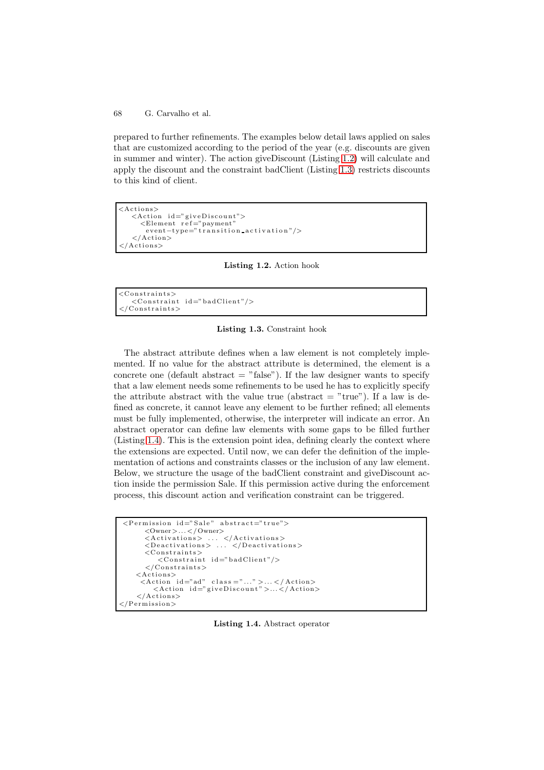prepared to further refinements. The examples below detail laws applied on sales that are customized according to the period of the year (e.g. discounts are given in summer and winter). The action giveDiscount (Listing 1.2) will calculate and apply the discount and the constraint badClient (Listing 1.3) restricts discounts to this kind of client.

```
<Actions>
   <Action id="giveDiscount">
     <Element ref="payment"
      event-type="transition_activation"/>
   </Action>
</Actions>
```

**Listing 1.2.** Action hook

```
<Constraints>
   <Constraint id="badClient"/>
</Constraints>
```

**Listing 1.3.** Constraint hook

The abstract attribute defines when a law element is not completely implemented. If no value for the abstract attribute is determined, the element is a concrete one (default abstract = "false"). If the law designer wants to specify that a law element needs some refinements to be used he has to explicitly specify the attribute abstract with the value true (abstract = "true"). If a law is defined as concrete, it cannot leave any element to be further refined; all elements must be fully implemented, otherwise, the interpreter will indicate an error. An abstract operator can define law elements with some gaps to be filled further (Listing 1.4). This is the extension point idea, defining clearly the context where the extensions are expected. Until now, we can defer the definition of the implementation of actions and constraints classes or the inclusion of any law element. Below, we structure the usage of the badClient constraint and giveDiscount action inside the permission Sale. If this permission active during the enforcement process, this discount action and verification constraint can be triggered.

```
 <Permission id="Sale" abstract="true">
      <Owner>...</Owner>
      <Activations> ... </Activations>
      <Deactivations> ... </Deactivations>
      <Constraints>
         <Constraint id="badClient"/>
      </Constraints>
    <Actions>
     <Action id="ad" class="..." >...</Action>
        <Action id="giveDiscount">...</Action>
    </Actions>
</Permission>
```

**Listing 1.4.** Abstract operator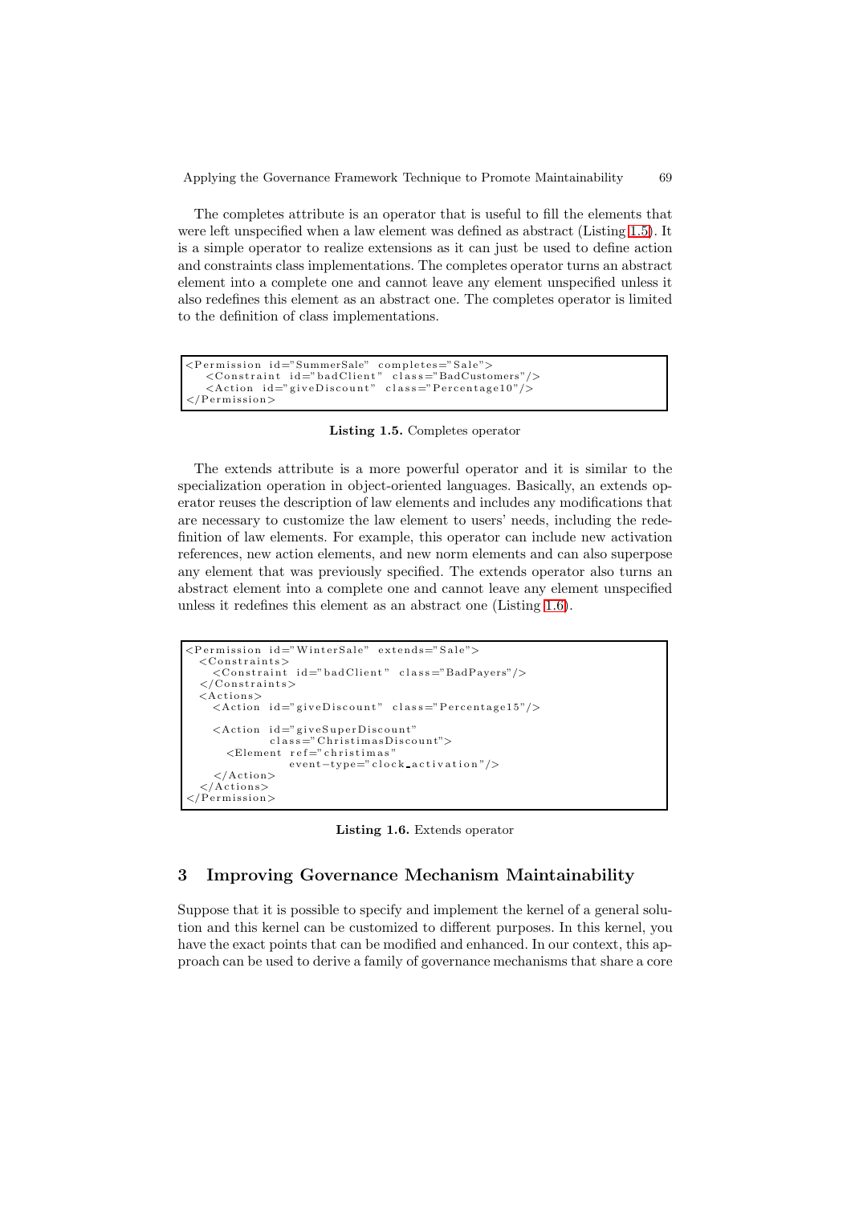The completes attribute is an operator that is useful to fill the elements that were left unspecified when a law element was defined as abstract (Listing 1.5). It is a simple operator to realize extensions as it can just be used to define action and constraints class implementations. The completes operator turns an abstract element into a complete one and cannot leave any element unspecified unless it also redefines this element as an abstract one. The completes operator is limited to the definition of class implementations.

```
<Permission id="SummerSale" completes="Sale">
   <Constraint id="badClient" class="BadCustomers"/>
   <Action id="giveDiscount" class="Percentage10"/>
</Permission>
```

**Listing 1.5.** Completes operator

The extends attribute is a more powerful operator and it is similar to the specialization operation in object-oriented languages. Basically, an extends operator reuses the description of law elements and includes any modifications that are necessary to customize the law element to users' needs, including the redefinition of law elements. For example, this operator can include new activation references, new action elements, and new norm elements and can also superpose any element that was previously specified. The extends operator also turns an abstract element into a complete one and cannot leave any element unspecified unless it redefines this element as an abstract one (Listing 1.6).

```
<Permission id="WinterSale" extends="Sale">
  <Constraints>
    <Constraint id="badClient" class="BadPayers"/>
  </Constraints>
  <Actions>
    <Action id="giveDiscount" class="Percentage15"/>

    <Action id="giveSuperDiscount"
            class="ChristimasDiscount">
      <Element ref="christimas"
               event-type="clock_activation"/>
    </Action>
  </Actions>
</Permission>
```

**Listing 1.6.** Extends operator

## 3 Improving Governance Mechanism Maintainability

Suppose that it is possible to specify and implement the kernel of a general solution and this kernel can be customized to different purposes. In this kernel, you have the exact points that can be modified and enhanced. In our context, this approach can be used to derive a family of governance mechanisms that share a core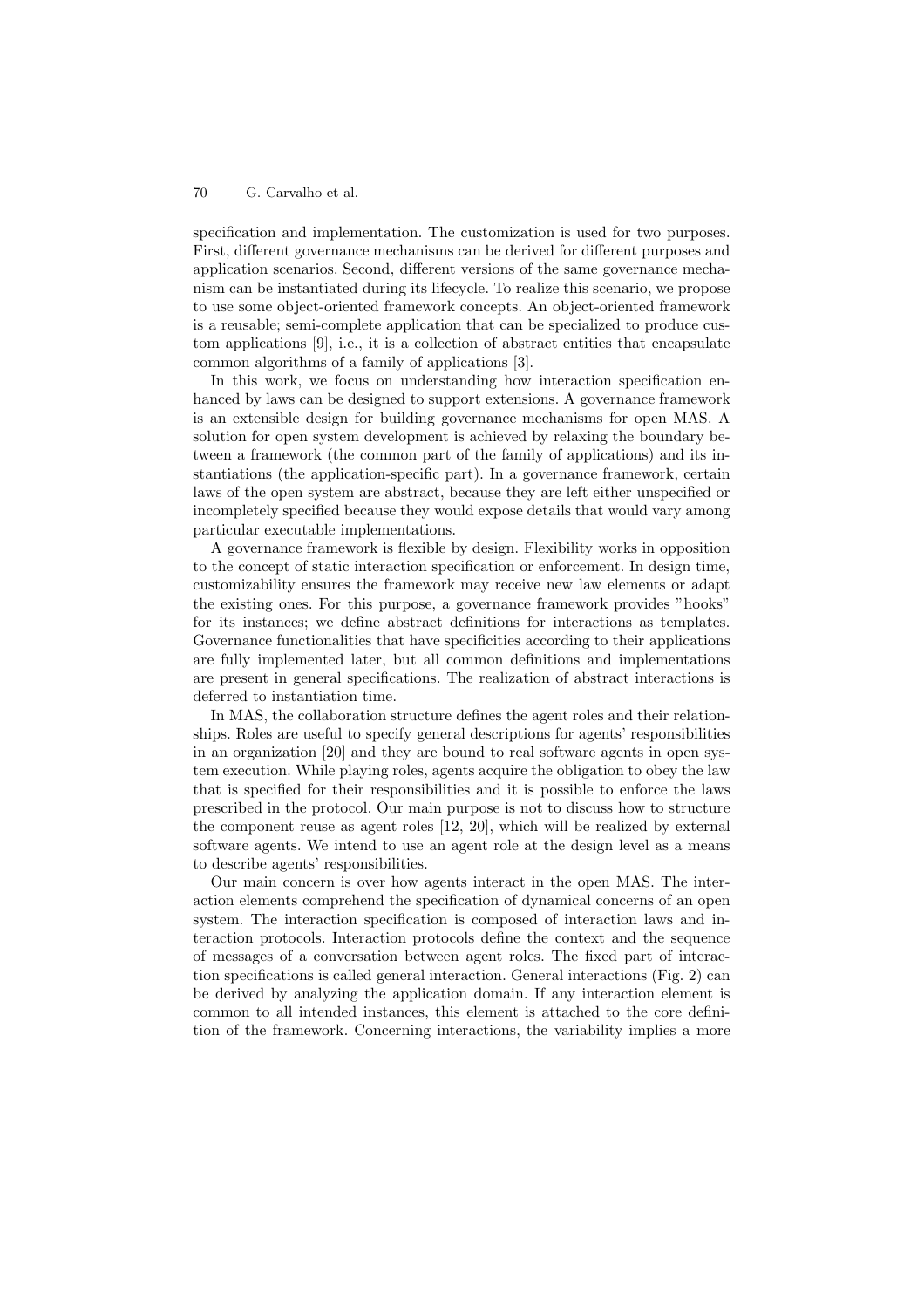specification and implementation. The customization is used for two purposes. First, different governance mechanisms can be derived for different purposes and application scenarios. Second, different versions of the same governance mechanism can be instantiated during its lifecycle. To realize this scenario, we propose to use some object-oriented framework concepts. An object-oriented framework is a reusable; semi-complete application that can be specialized to produce custom applications [9], i.e., it is a collection of abstract entities that encapsulate common algorithms of a family of applications [3].

In this work, we focus on understanding how interaction specification enhanced by laws can be designed to support extensions. A governance framework is an extensible design for building governance mechanisms for open MAS. A solution for open system development is achieved by relaxing the boundary between a framework (the common part of the family of applications) and its instantiations (the application-specific part). In a governance framework, certain laws of the open system are abstract, because they are left either unspecified or incompletely specified because they would expose details that would vary among particular executable implementations.

A governance framework is flexible by design. Flexibility works in opposition to the concept of static interaction specification or enforcement. In design time, customizability ensures the framework may receive new law elements or adapt the existing ones. For this purpose, a governance framework provides "hooks" for its instances; we define abstract definitions for interactions as templates. Governance functionalities that have specificities according to their applications are fully implemented later, but all common definitions and implementations are present in general specifications. The realization of abstract interactions is deferred to instantiation time.

In MAS, the collaboration structure defines the agent roles and their relationships. Roles are useful to specify general descriptions for agents' responsibilities in an organization [20] and they are bound to real software agents in open system execution. While playing roles, agents acquire the obligation to obey the law that is specified for their responsibilities and it is possible to enforce the laws prescribed in the protocol. Our main purpose is not to discuss how to structure the component reuse as agent roles [12, 20], which will be realized by external software agents. We intend to use an agent role at the design level as a means to describe agents' responsibilities.

Our main concern is over how agents interact in the open MAS. The interaction elements comprehend the specification of dynamical concerns of an open system. The interaction specification is composed of interaction laws and interaction protocols. Interaction protocols define the context and the sequence of messages of a conversation between agent roles. The fixed part of interaction specifications is called general interaction. General interactions (Fig. 2) can be derived by analyzing the application domain. If any interaction element is common to all intended instances, this element is attached to the core definition of the framework. Concerning interactions, the variability implies a more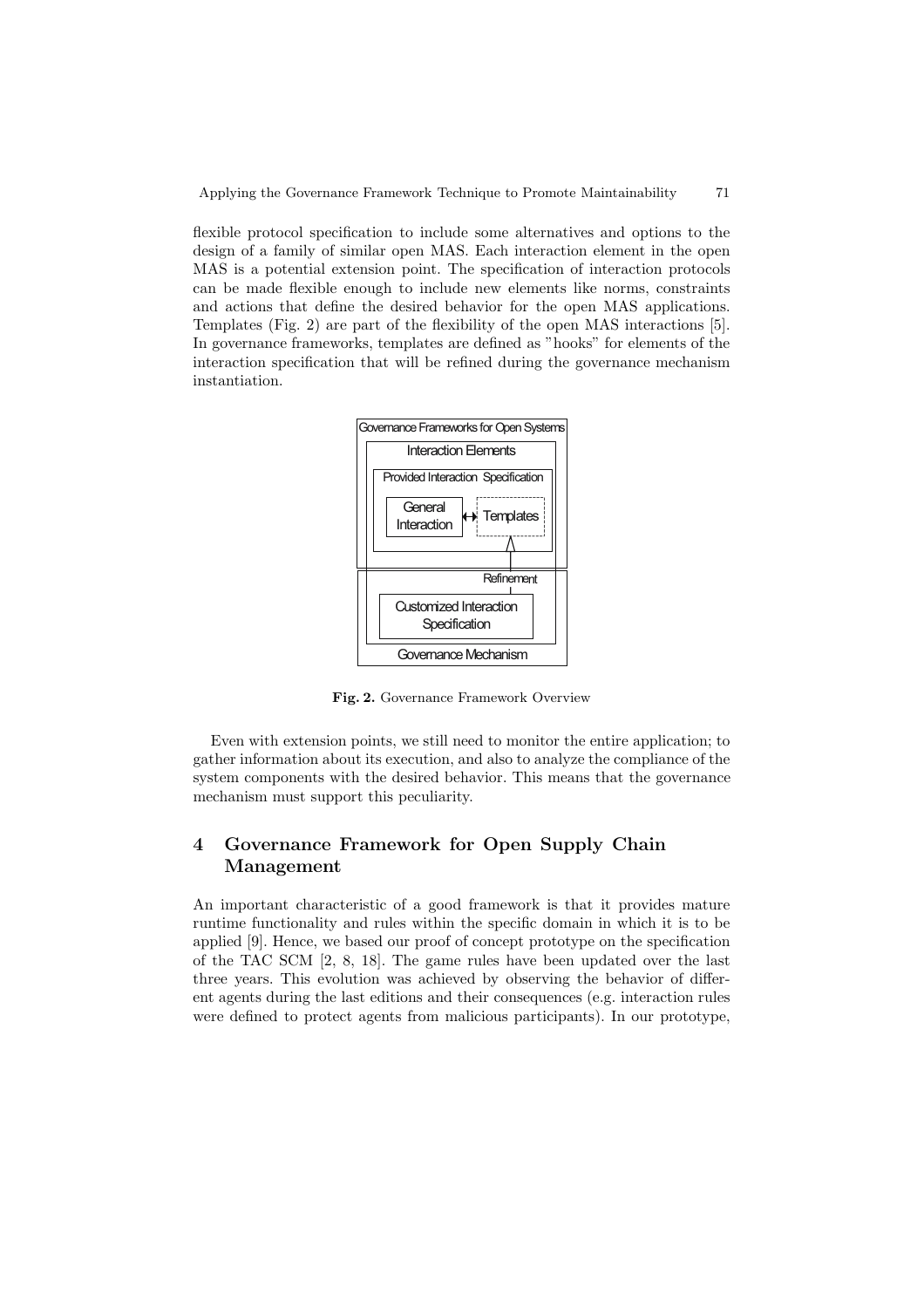flexible protocol specification to include some alternatives and options to the design of a family of similar open MAS. Each interaction element in the open MAS is a potential extension point. The specification of interaction protocols can be made flexible enough to include new elements like norms, constraints and actions that define the desired behavior for the open MAS applications. Templates (Fig. 2) are part of the flexibility of the open MAS interactions [5]. In governance frameworks, templates are defined as "hooks" for elements of the interaction specification that will be refined during the governance mechanism instantiation.

Governance Frameworks for Open Systems

Interaction Elements

Provided Interaction Specification

General Interaction

Templates

Refinement

Customized Interaction Specification

Governance Mechanism

**Fig. 2.** Governance Framework Overview

Even with extension points, we still need to monitor the entire application; to gather information about its execution, and also to analyze the compliance of the system components with the desired behavior. This means that the governance mechanism must support this peculiarity.

## 4 Governance Framework for Open Supply Chain Management

An important characteristic of a good framework is that it provides mature runtime functionality and rules within the specific domain in which it is to be applied [9]. Hence, we based our proof of concept prototype on the specification of the TAC SCM [2, 8, 18]. The game rules have been updated over the last three years. This evolution was achieved by observing the behavior of different agents during the last editions and their consequences (e.g. interaction rules were defined to protect agents from malicious participants). In our prototype,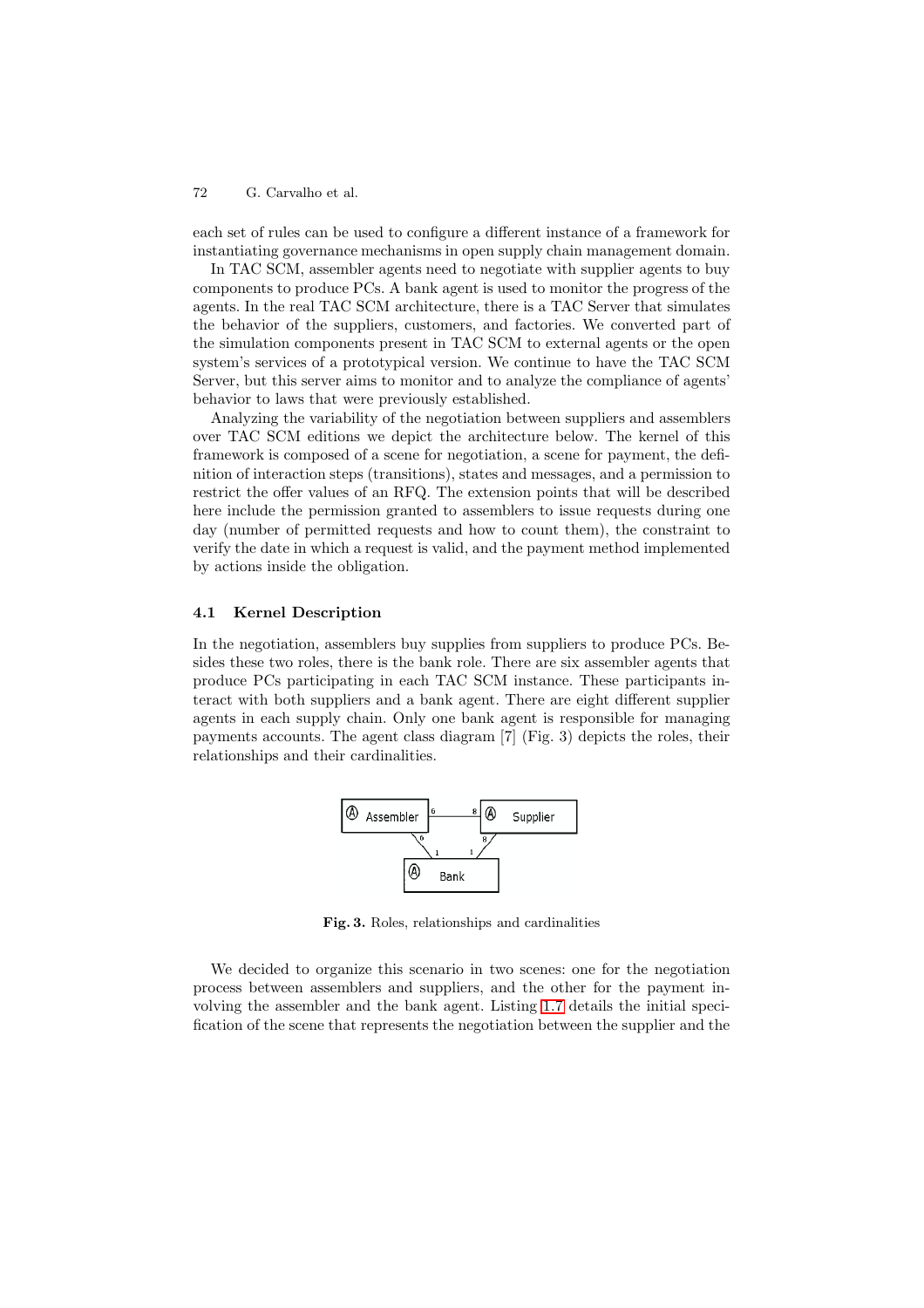each set of rules can be used to configure a different instance of a framework for instantiating governance mechanisms in open supply chain management domain.

In TAC SCM, assembler agents need to negotiate with supplier agents to buy components to produce PCs. A bank agent is used to monitor the progress of the agents. In the real TAC SCM architecture, there is a TAC Server that simulates the behavior of the suppliers, customers, and factories. We converted part of the simulation components present in TAC SCM to external agents or the open system's services of a prototypical version. We continue to have the TAC SCM Server, but this server aims to monitor and to analyze the compliance of agents' behavior to laws that were previously established.

Analyzing the variability of the negotiation between suppliers and assemblers over TAC SCM editions we depict the architecture below. The kernel of this framework is composed of a scene for negotiation, a scene for payment, the definition of interaction steps (transitions), states and messages, and a permission to restrict the offer values of an RFQ. The extension points that will be described here include the permission granted to assemblers to issue requests during one day (number of permitted requests and how to count them), the constraint to verify the date in which a request is valid, and the payment method implemented by actions inside the obligation.

### 4.1 Kernel Description

In the negotiation, assemblers buy supplies from suppliers to produce PCs. Besides these two roles, there is the bank role. There are six assembler agents that produce PCs participating in each TAC SCM instance. These participants interact with both suppliers and a bank agent. There are eight different supplier agents in each supply chain. Only one bank agent is responsible for managing payments accounts. The agent class diagram [7] (Fig. 3) depicts the roles, their relationships and their cardinalities.

Assembler
Supplier
Bank
6
8
6
8
1
1

**Fig. 3.** Roles, relationships and cardinalities

We decided to organize this scenario in two scenes: one for the negotiation process between assemblers and suppliers, and the other for the payment involving the assembler and the bank agent. Listing 1.7 details the initial specification of the scene that represents the negotiation between the supplier and the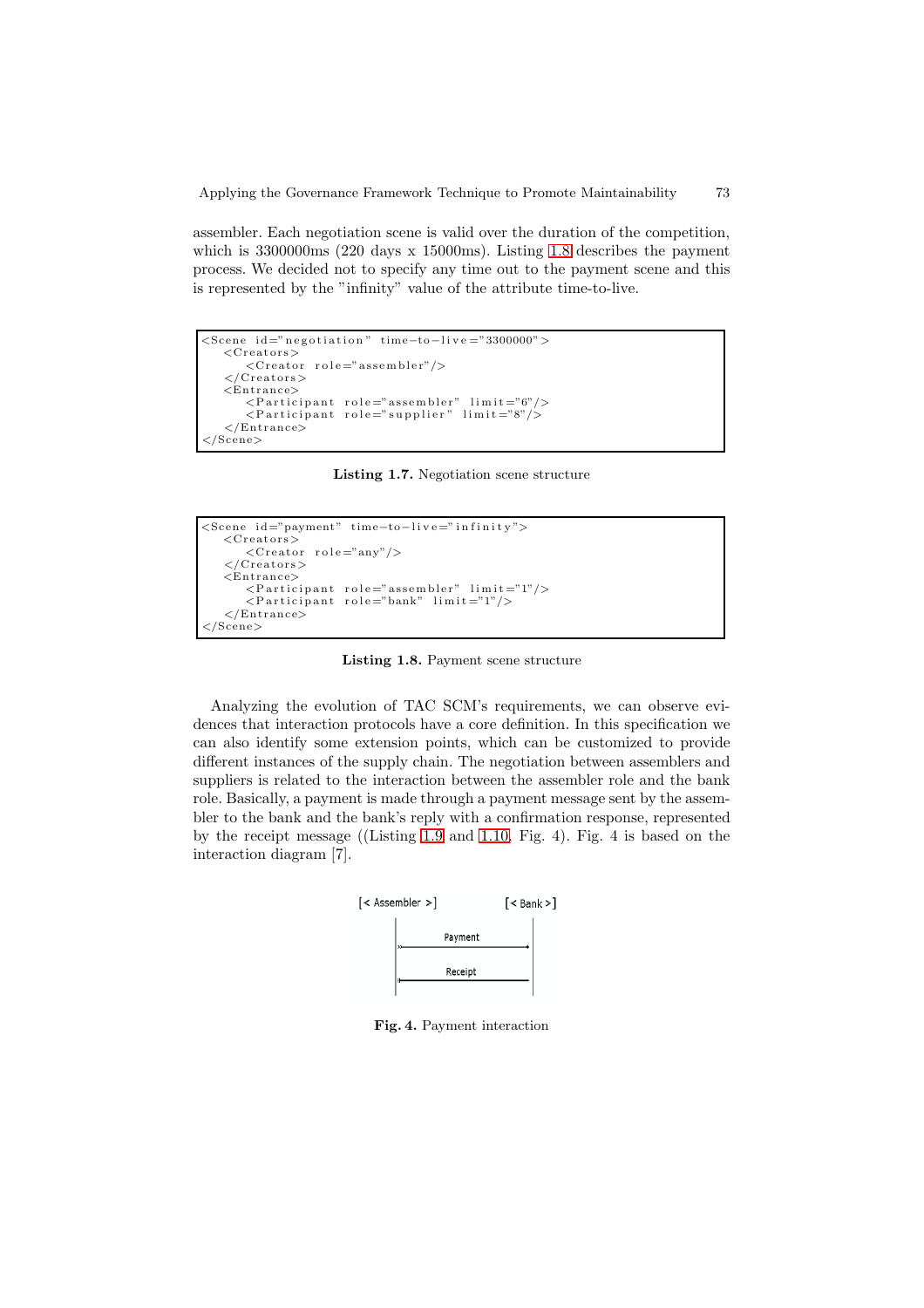assembler. Each negotiation scene is valid over the duration of the competition, which is 3300000ms (220 days x 15000ms). Listing 1.8 describes the payment process. We decided not to specify any time out to the payment scene and this is represented by the "infinity" value of the attribute time-to-live.

```
<Scene id="negotiation" time-to-live="3300000">
   <Creators>
      <Creator role="assembler"/>
   </Creators>
   <Entrance>
      <Participant role="assembler" limit="6"/>
      <Participant role="supplier" limit="8"/>
   </Entrance>
</Scene>
```

**Listing 1.7.** Negotiation scene structure

```
<Scene id="payment" time-to-live="infinity">
   <Creators>
      <Creator role="any"/>
   </Creators>
   <Entrance>
      <Participant role="assembler" limit="1"/>
      <Participant role="bank" limit="1"/>
   </Entrance>
</Scene>
```

**Listing 1.8.** Payment scene structure

Analyzing the evolution of TAC SCM's requirements, we can observe evidences that interaction protocols have a core definition. In this specification we can also identify some extension points, which can be customized to provide different instances of the supply chain. The negotiation between assemblers and suppliers is related to the interaction between the assembler role and the bank role. Basically, a payment is made through a payment message sent by the assembler to the bank and the bank's reply with a confirmation response, represented by the receipt message ((Listing 1.9 and 1.10, Fig. 4). Fig. 4 is based on the interaction diagram [7].

[< Assembler >] [< Bank >]

Payment

Receipt

**Fig. 4.** Payment interaction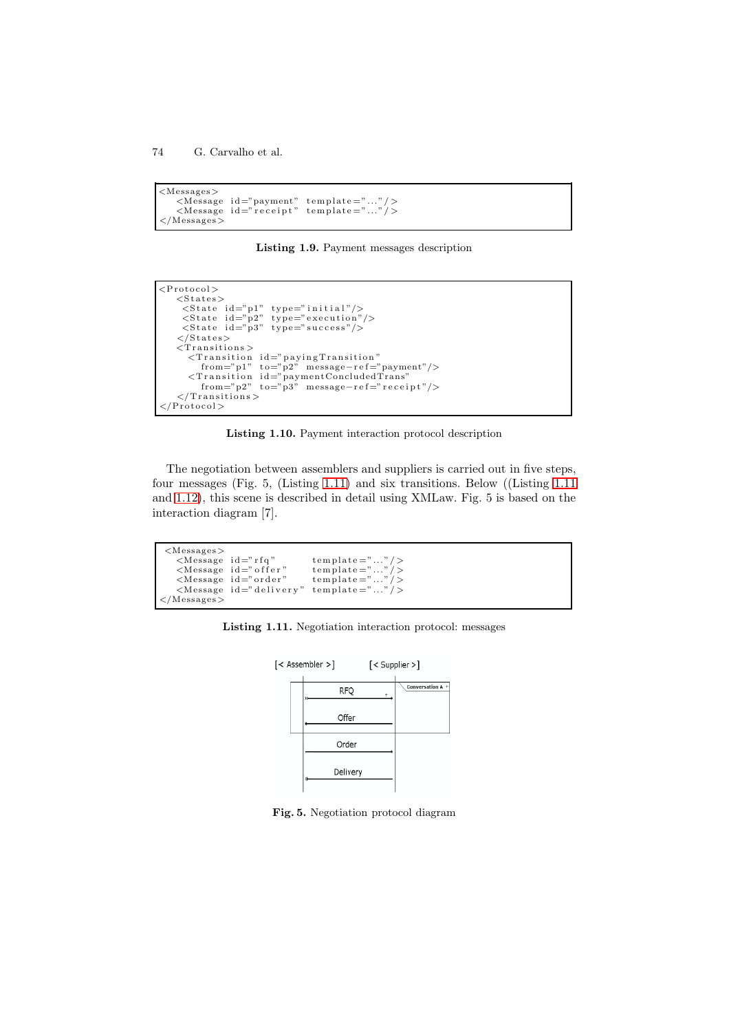```
<Messages>
   <Message id="payment" template="..."/>
   <Message id="receipt" template="..."/>
</Messages>
```

**Listing 1.9.** Payment messages description

```
<Protocol>
   <States>
    <State id="p1" type="initial"/>
    <State id="p2" type="execution"/>
    <State id="p3" type="success"/>
   </States>
   <Transitions>
     <Transition id="payingTransition"
        from="p1" to="p2" message-ref="payment"/>
     <Transition id="paymentConcludedTrans"
        from="p2" to="p3" message-ref="receipt"/>
   </Transitions>
</Protocol>
```

**Listing 1.10.** Payment interaction protocol description

The negotiation between assemblers and suppliers is carried out in five steps, four messages (Fig. 5, (Listing 1.11) and six transitions. Below ((Listing 1.11 and 1.12), this scene is described in detail using XMLaw. Fig. 5 is based on the interaction diagram [7].

```
 <Messages>
   <Message id="rfq"        template="..."/>
   <Message id="offer"      template="..."/>
   <Message id="order"      template="..."/>
   <Message id="delivery"   template="..."/>
</Messages>
```

**Listing 1.11.** Negotiation interaction protocol: messages

**Fig. 5.** Negotiation protocol diagram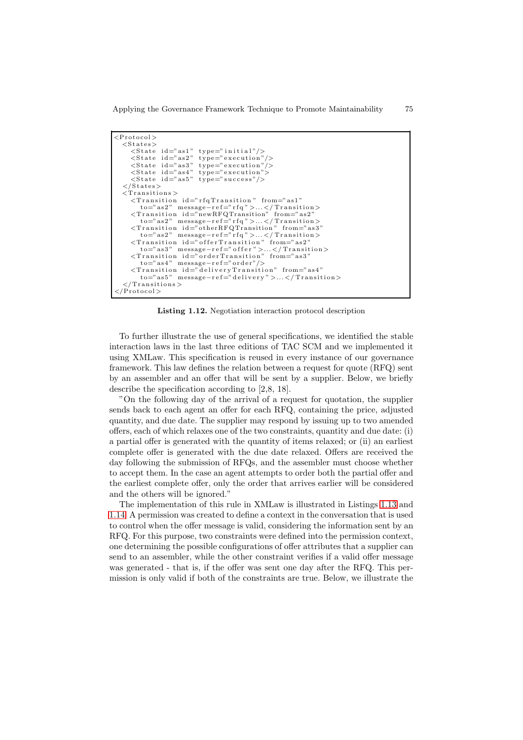```
<Protocol>
  <States>
    <State id="as1" type="initial"/>
    <State id="as2" type="execution"/>
    <State id="as3" type="execution"/>
    <State id="as4" type="execution">
    <State id="as5" type="success"/>
  </States>
  <Transitions>
    <Transition id="rfqTransition" from="as1"
       to="as2" message-ref="rfq">...</Transition>
    <Transition id="newRFQTransition" from="as2"
       to="as2" message-ref="rfq">...</Transition>
    <Transition id="otherRFQTransition" from="as3"
       to="as2" message-ref="rfq">...</Transition>
    <Transition id="offerTransition" from="as2"
       to="as3" message-ref="offer">...</Transition>
    <Transition id="orderTransition" from="as3"
       to="as4" message-ref="order"/>
    <Transition id="deliveryTransition" from="as4"
       to="as5" message-ref="delivery">...</Transition>
  </Transitions>
</Protocol>
```

**Listing 1.12.** Negotiation interaction protocol description

To further illustrate the use of general specifications, we identified the stable interaction laws in the last three editions of TAC SCM and we implemented it using XMLaw. This specification is reused in every instance of our governance framework. This law defines the relation between a request for quote (RFQ) sent by an assembler and an offer that will be sent by a supplier. Below, we briefly describe the specification according to [2,8, 18].

"On the following day of the arrival of a request for quotation, the supplier sends back to each agent an offer for each RFQ, containing the price, adjusted quantity, and due date. The supplier may respond by issuing up to two amended offers, each of which relaxes one of the two constraints, quantity and due date: (i) a partial offer is generated with the quantity of items relaxed; or (ii) an earliest complete offer is generated with the due date relaxed. Offers are received the day following the submission of RFQs, and the assembler must choose whether to accept them. In the case an agent attempts to order both the partial offer and the earliest complete offer, only the order that arrives earlier will be considered and the others will be ignored."

The implementation of this rule in XMLaw is illustrated in Listings 1.13 and 1.14. A permission was created to define a context in the conversation that is used to control when the offer message is valid, considering the information sent by an RFQ. For this purpose, two constraints were defined into the permission context, one determining the possible configurations of offer attributes that a supplier can send to an assembler, while the other constraint verifies if a valid offer message was generated - that is, if the offer was sent one day after the RFQ. This permission is only valid if both of the constraints are true. Below, we illustrate the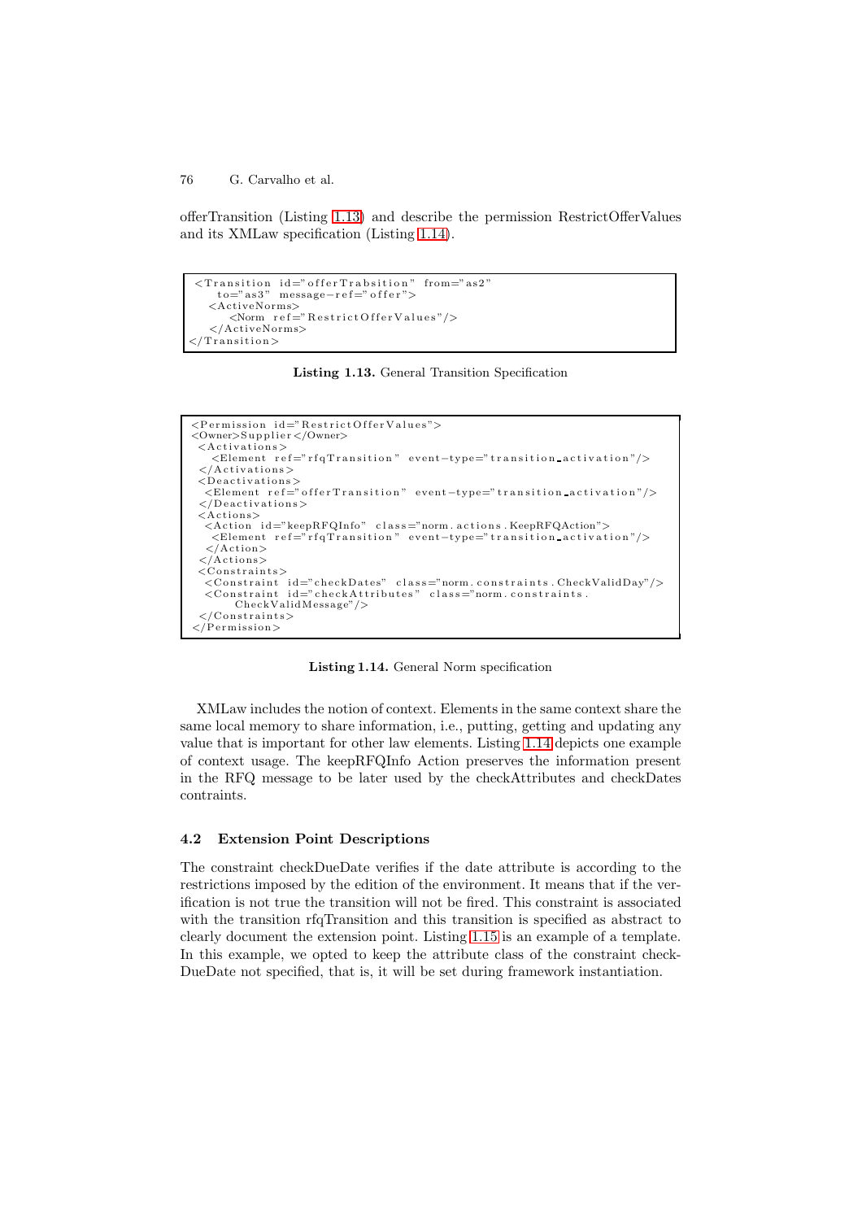offerTransition (Listing 1.13) and describe the permission RestrictOfferValues and its XMLaw specification (Listing 1.14).

```
<Transition id="offerTrabsition" from="as2"
    to="as3" message-ref="offer">
  <ActiveNorms>
      <Norm ref="RestrictOfferValues"/>
  </ActiveNorms>
</Transition>
```

**Listing 1.13.** General Transition Specification

```
<Permission id="RestrictOfferValues">
<Owner>Supplier</Owner>
 <Activations>
   <Element ref="rfqTransition" event-type="transition_activation"/>
 </Activations>
 <Deactivations>
  <Element ref="offerTransition" event-type="transition_activation"/>
 </Deactivations>
 <Actions>
  <Action id="keepRFQInfo" class="norm.actions.KeepRFQAction">
   <Element ref="rfqTransition" event-type="transition_activation"/>
  </Action>
 </Actions>
 <Constraints>
  <Constraint id="checkDates" class="norm.constraints.CheckValidDay"/>
  <Constraint id="checkAttributes" class="norm.constraints.
      CheckValidMessage"/>
 </Constraints>
</Permission>
```

**Listing 1.14.** General Norm specification

XMLaw includes the notion of context. Elements in the same context share the same local memory to share information, i.e., putting, getting and updating any value that is important for other law elements. Listing 1.14 depicts one example of context usage. The keepRFQInfo Action preserves the information present in the RFQ message to be later used by the checkAttributes and checkDates contraints.

### 4.2 Extension Point Descriptions

The constraint checkDueDate verifies if the date attribute is according to the restrictions imposed by the edition of the environment. It means that if the verification is not true the transition will not be fired. This constraint is associated with the transition rfqTransition and this transition is specified as abstract to clearly document the extension point. Listing 1.15 is an example of a template. In this example, we opted to keep the attribute class of the constraint checkDueDate not specified, that is, it will be set during framework instantiation.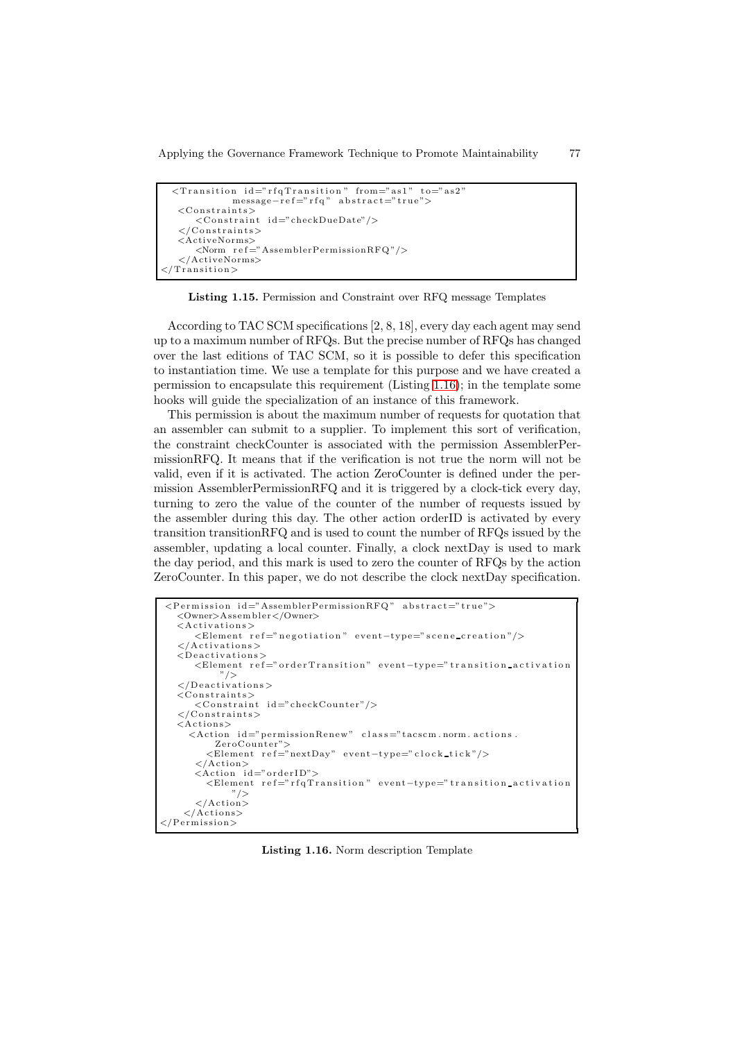```
<Transition id="rfqTransition" from="as1" to="as2"
        message-ref="rfq" abstract="true">
  <Constraints>
     <Constraint id="checkDueDate"/>
  </Constraints>
  <ActiveNorms>
     <Norm ref="AssemblerPermissionRFQ"/>
  </ActiveNorms>
</Transition>
```

**Listing 1.15.** Permission and Constraint over RFQ message Templates

According to TAC SCM specifications [2, 8, 18], every day each agent may send up to a maximum number of RFQs. But the precise number of RFQs has changed over the last editions of TAC SCM, so it is possible to defer this specification to instantiation time. We use a template for this purpose and we have created a permission to encapsulate this requirement (Listing 1.16); in the template some hooks will guide the specialization of an instance of this framework.

This permission is about the maximum number of requests for quotation that an assembler can submit to a supplier. To implement this sort of verification, the constraint checkCounter is associated with the permission AssemblerPermissionRFQ. It means that if the verification is not true the norm will not be valid, even if it is activated. The action ZeroCounter is defined under the permission AssemblerPermissionRFQ and it is triggered by a clock-tick every day, turning to zero the value of the counter of the number of requests issued by the assembler during this day. The other action orderID is activated by every transition transitionRFQ and is used to count the number of RFQs issued by the assembler, updating a local counter. Finally, a clock nextDay is used to mark the day period, and this mark is used to zero the counter of RFQs by the action ZeroCounter. In this paper, we do not describe the clock nextDay specification.

```
<Permission id="AssemblerPermissionRFQ" abstract="true">
  <Owner>Assembler</Owner>
  <Activations>
     <Element ref="negotiation" event-type="scene_creation"/>
  </Activations>
  <Deactivations>
     <Element ref="orderTransition" event-type="transition_activation
         "/>
  </Deactivations>
  <Constraints>
     <Constraint id="checkCounter"/>
  </Constraints>
  <Actions>
    <Action id="permissionRenew" class="tacscm.norm.actions.
         ZeroCounter">
       <Element ref="nextDay" event-type="clock_tick"/>
     </Action>
     <Action id="orderID">
       <Element ref="rfqTransition" event-type="transition_activation
           "/>
     </Action>
   </Actions>
</Permission>
```

**Listing 1.16.** Norm description Template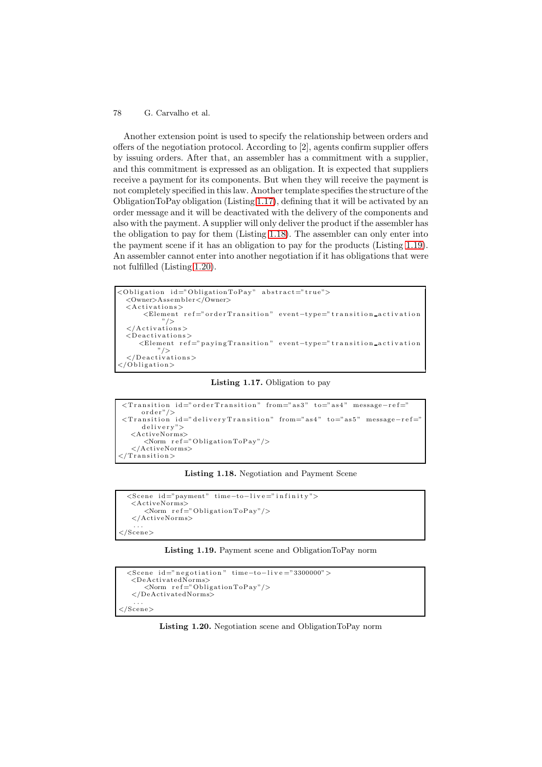Another extension point is used to specify the relationship between orders and offers of the negotiation protocol. According to [2], agents confirm supplier offers by issuing orders. After that, an assembler has a commitment with a supplier, and this commitment is expressed as an obligation. It is expected that suppliers receive a payment for its components. But when they will receive the payment is not completely specified in this law. Another template specifies the structure of the ObligationToPay obligation (Listing 1.17), defining that it will be activated by an order message and it will be deactivated with the delivery of the components and also with the payment. A supplier will only deliver the product if the assembler has the obligation to pay for them (Listing 1.18). The assembler can only enter into the payment scene if it has an obligation to pay for the products (Listing 1.19). An assembler cannot enter into another negotiation if it has obligations that were not fulfilled (Listing 1.20).

```
<Obligation id="ObligationToPay" abstract="true">
  <Owner>Assembler</Owner>
  <Activations>
      <Element ref="orderTransition" event-type="transition_activation
          "/>
  </Activations>
  <Deactivations>
     <Element ref="payingTransition" event-type="transition_activation
         "/>
  </Deactivations>
</Obligation>
```

**Listing 1.17.** Obligation to pay

```
 <Transition id="orderTransition" from="as3" to="as4" message-ref="
      order"/>
 <Transition id="deliveryTransition" from="as4" to="as5" message-ref="
      delivery">
   <ActiveNorms>
      <Norm ref="ObligationToPay"/>
   </ActiveNorms>
</Transition>
```

**Listing 1.18.** Negotiation and Payment Scene

```
  <Scene id="payment" time-to-live="infinity">
   <ActiveNorms>
      <Norm ref="ObligationToPay"/>
   </ActiveNorms>
    ...
</Scene>
```

**Listing 1.19.** Payment scene and ObligationToPay norm

```
  <Scene id="negotiation" time-to-live="3300000">
   <DeActivatedNorms>
      <Norm ref="ObligationToPay"/>
   </DeActivatedNorms>
    ...
</Scene>
```

**Listing 1.20.** Negotiation scene and ObligationToPay norm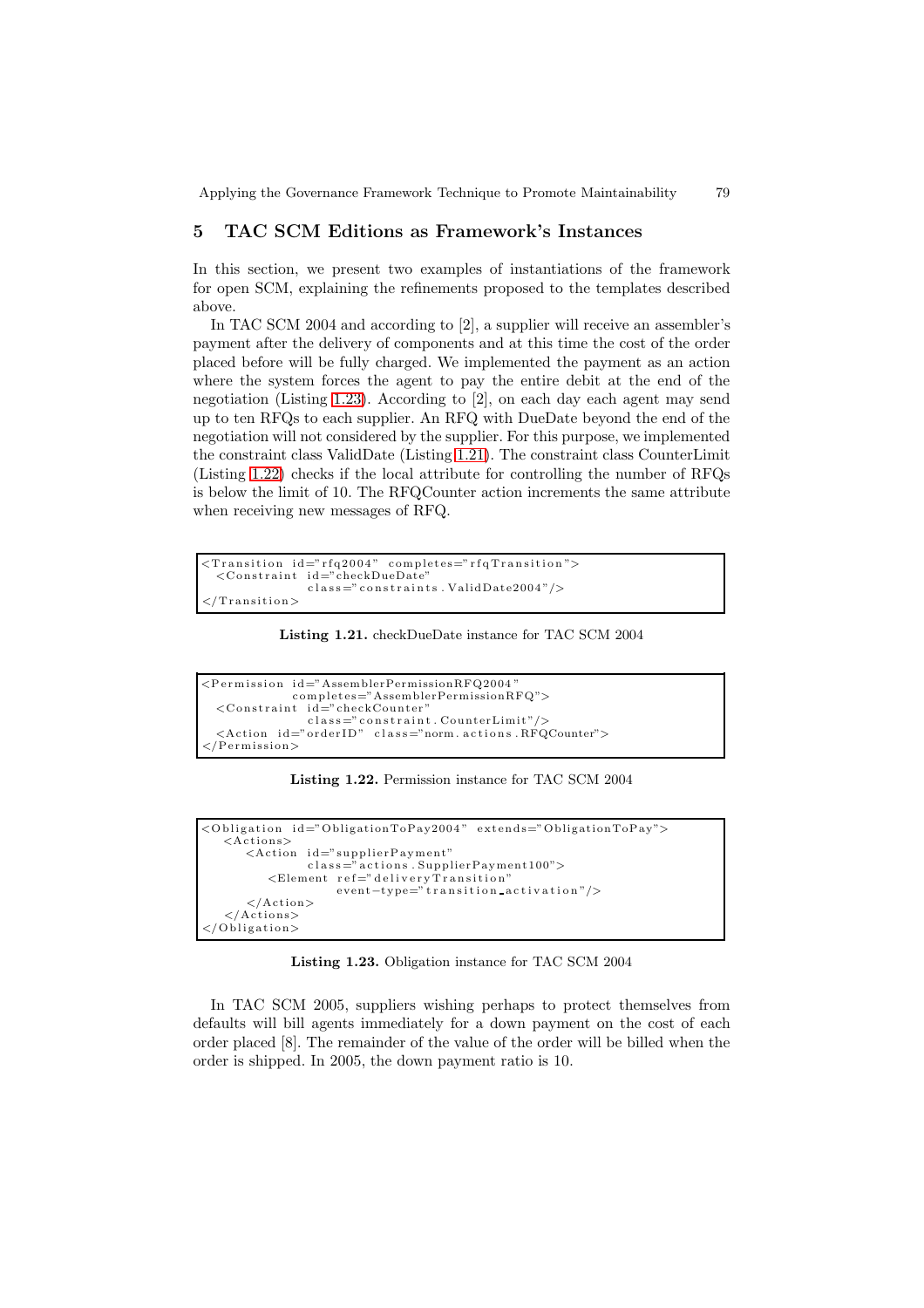## 5 TAC SCM Editions as Framework's Instances

In this section, we present two examples of instantiations of the framework for open SCM, explaining the refinements proposed to the templates described above.

In TAC SCM 2004 and according to [2], a supplier will receive an assembler's payment after the delivery of components and at this time the cost of the order placed before will be fully charged. We implemented the payment as an action where the system forces the agent to pay the entire debit at the end of the negotiation (Listing 1.23). According to [2], on each day each agent may send up to ten RFQs to each supplier. An RFQ with DueDate beyond the end of the negotiation will not considered by the supplier. For this purpose, we implemented the constraint class ValidDate (Listing 1.21). The constraint class CounterLimit (Listing 1.22) checks if the local attribute for controlling the number of RFQs is below the limit of 10. The RFQCounter action increments the same attribute when receiving new messages of RFQ.

```
<Transition id="rfq2004" completes="rfqTransition">
  <Constraint id="checkDueDate"
              class="constraints.ValidDate2004"/>
</Transition>
```

**Listing 1.21.** checkDueDate instance for TAC SCM 2004

```
<Permission id="AssemblerPermissionRFQ2004"
            completes="AssemblerPermissionRFQ">
  <Constraint id="checkCounter"
              class="constraint.CounterLimit"/>
  <Action id="orderID" class="norm.actions.RFQCounter">
</Permission>
```

**Listing 1.22.** Permission instance for TAC SCM 2004

```
<Obligation id="ObligationToPay2004" extends="ObligationToPay">
   <Actions>
      <Action id="supplierPayment"
              class="actions.SupplierPayment100">
         <Element ref="deliveryTransition"
                  event-type="transition_activation"/>
      </Action>
   </Actions>
</Obligation>
```

**Listing 1.23.** Obligation instance for TAC SCM 2004

In TAC SCM 2005, suppliers wishing perhaps to protect themselves from defaults will bill agents immediately for a down payment on the cost of each order placed [8]. The remainder of the value of the order will be billed when the order is shipped. In 2005, the down payment ratio is 10.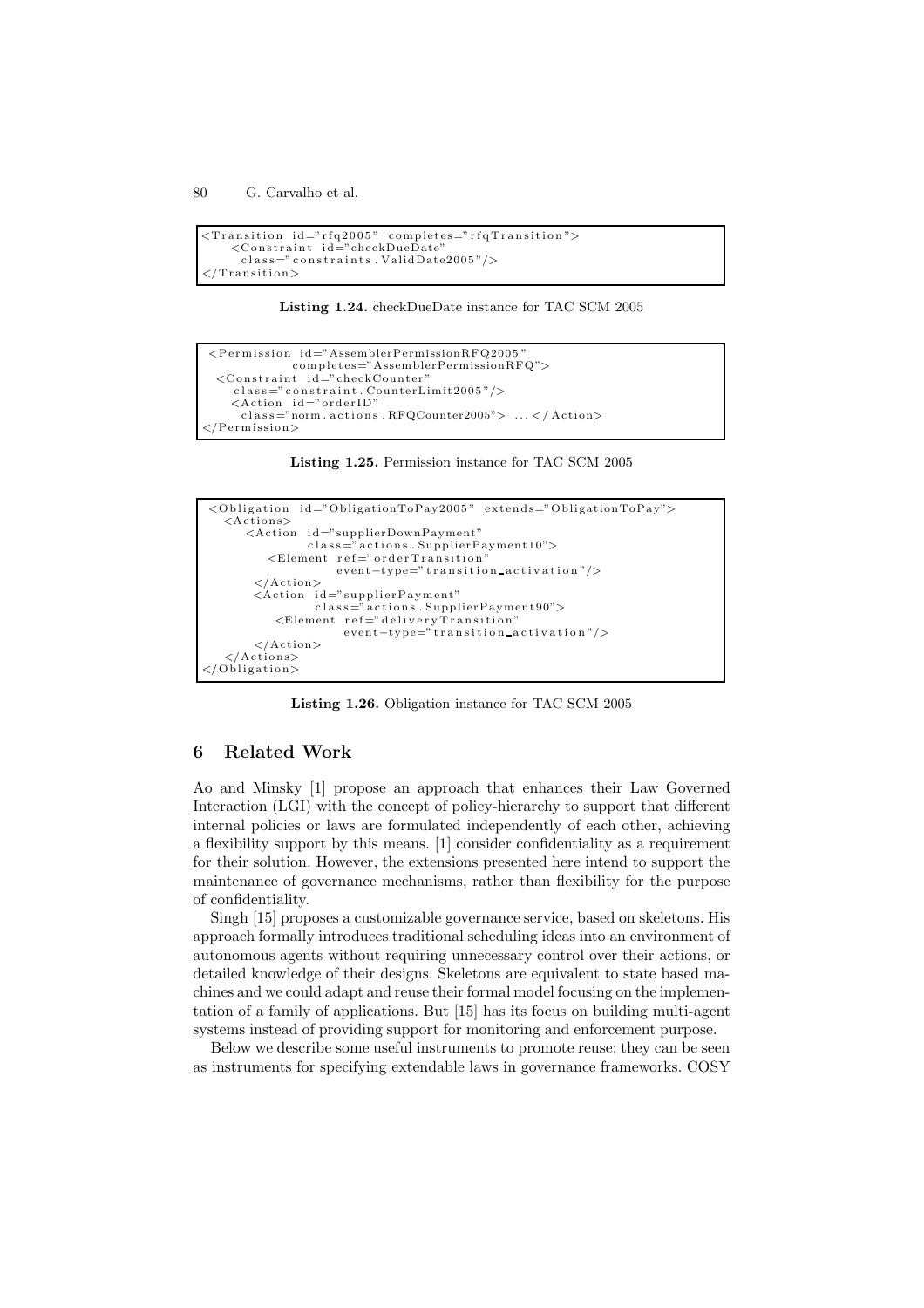```
<Transition id="rfq2005" completes="rfqTransition">
    <Constraint id="checkDueDate"
      class="constraints.ValidDate2005"/>
</Transition>
```

**Listing 1.24.** checkDueDate instance for TAC SCM 2005

```
<Permission id="AssemblerPermissionRFQ2005"
            completes="AssemblerPermissionRFQ">
  <Constraint id="checkCounter"
    class="constraint.CounterLimit2005"/>
    <Action id="orderID"
      class="norm.actions.RFQCounter2005"> ...</Action>
</Permission>
```

**Listing 1.25.** Permission instance for TAC SCM 2005

```
<Obligation id="ObligationToPay2005" extends="ObligationToPay">
  <Actions>
      <Action id="supplierDownPayment"
              class="actions.SupplierPayment10">
          <Element ref="orderTransition"
                   event-type="transition_activation"/>
       </Action>
       <Action id="supplierPayment"
               class="actions.SupplierPayment90">
          <Element ref="deliveryTransition"
                   event-type="transition_activation"/>
       </Action>
  </Actions>
</Obligation>
```

**Listing 1.26.** Obligation instance for TAC SCM 2005

## 6 Related Work

Ao and Minsky [1] propose an approach that enhances their Law Governed Interaction (LGI) with the concept of policy-hierarchy to support that different internal policies or laws are formulated independently of each other, achieving a flexibility support by this means. [1] consider confidentiality as a requirement for their solution. However, the extensions presented here intend to support the maintenance of governance mechanisms, rather than flexibility for the purpose of confidentiality.

Singh [15] proposes a customizable governance service, based on skeletons. His approach formally introduces traditional scheduling ideas into an environment of autonomous agents without requiring unnecessary control over their actions, or detailed knowledge of their designs. Skeletons are equivalent to state based machines and we could adapt and reuse their formal model focusing on the implementation of a family of applications. But [15] has its focus on building multi-agent systems instead of providing support for monitoring and enforcement purpose.

Below we describe some useful instruments to promote reuse; they can be seen as instruments for specifying extendable laws in governance frameworks. COSY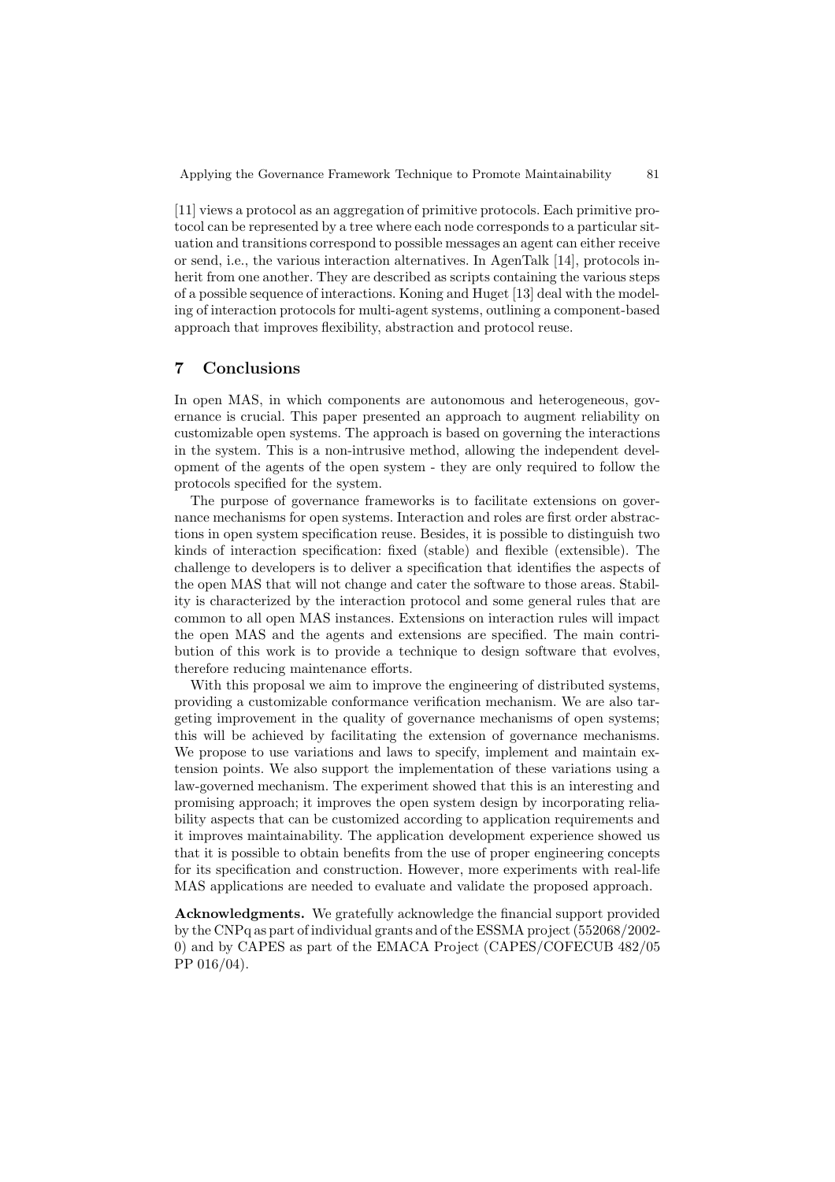[11] views a protocol as an aggregation of primitive protocols. Each primitive protocol can be represented by a tree where each node corresponds to a particular situation and transitions correspond to possible messages an agent can either receive or send, i.e., the various interaction alternatives. In AgenTalk [14], protocols inherit from one another. They are described as scripts containing the various steps of a possible sequence of interactions. Koning and Huget [13] deal with the modeling of interaction protocols for multi-agent systems, outlining a component-based approach that improves flexibility, abstraction and protocol reuse.

## 7 Conclusions

In open MAS, in which components are autonomous and heterogeneous, governance is crucial. This paper presented an approach to augment reliability on customizable open systems. The approach is based on governing the interactions in the system. This is a non-intrusive method, allowing the independent development of the agents of the open system - they are only required to follow the protocols specified for the system.

The purpose of governance frameworks is to facilitate extensions on governance mechanisms for open systems. Interaction and roles are first order abstractions in open system specification reuse. Besides, it is possible to distinguish two kinds of interaction specification: fixed (stable) and flexible (extensible). The challenge to developers is to deliver a specification that identifies the aspects of the open MAS that will not change and cater the software to those areas. Stability is characterized by the interaction protocol and some general rules that are common to all open MAS instances. Extensions on interaction rules will impact the open MAS and the agents and extensions are specified. The main contribution of this work is to provide a technique to design software that evolves, therefore reducing maintenance efforts.

With this proposal we aim to improve the engineering of distributed systems, providing a customizable conformance verification mechanism. We are also targeting improvement in the quality of governance mechanisms of open systems; this will be achieved by facilitating the extension of governance mechanisms. We propose to use variations and laws to specify, implement and maintain extension points. We also support the implementation of these variations using a law-governed mechanism. The experiment showed that this is an interesting and promising approach; it improves the open system design by incorporating reliability aspects that can be customized according to application requirements and it improves maintainability. The application development experience showed us that it is possible to obtain benefits from the use of proper engineering concepts for its specification and construction. However, more experiments with real-life MAS applications are needed to evaluate and validate the proposed approach.

**Acknowledgments.** We gratefully acknowledge the financial support provided by the CNPq as part of individual grants and of the ESSMA project (552068/2002-0) and by CAPES as part of the EMACA Project (CAPES/COFECUB 482/05 PP 016/04).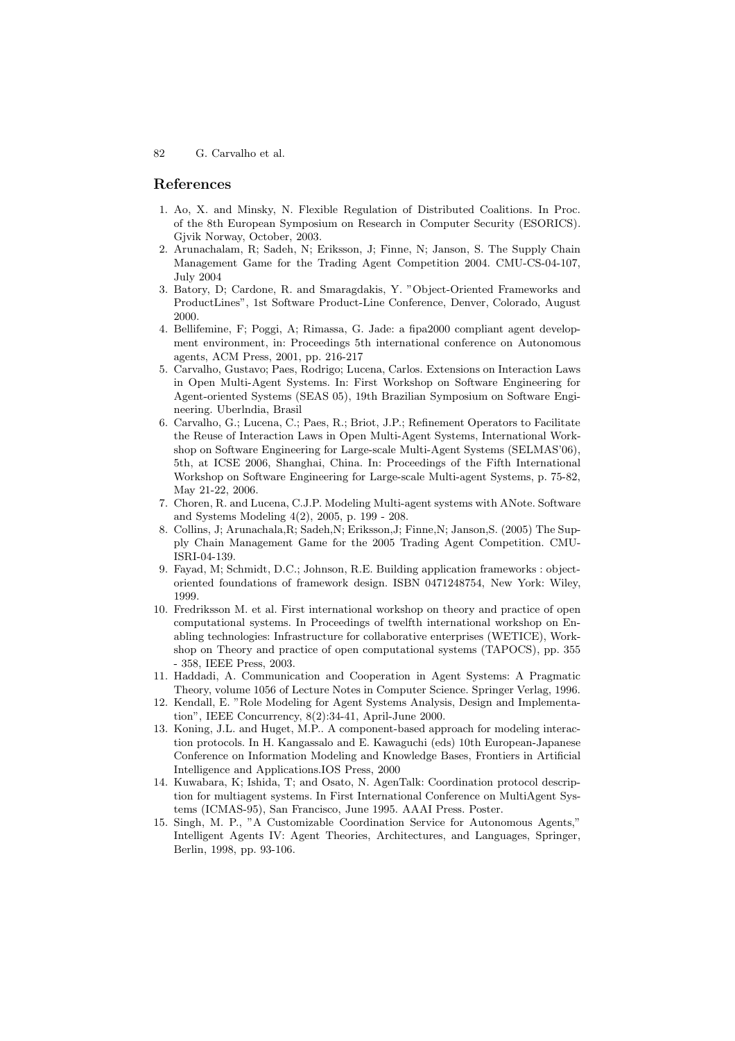## References

1. Ao, X. and Minsky, N. Flexible Regulation of Distributed Coalitions. In Proc. of the 8th European Symposium on Research in Computer Security (ESORICS). Gjvik Norway, October, 2003.
2. Arunachalam, R; Sadeh, N; Eriksson, J; Finne, N; Janson, S. The Supply Chain Management Game for the Trading Agent Competition 2004. CMU-CS-04-107, July 2004
3. Batory, D; Cardone, R. and Smaragdakis, Y. "Object-Oriented Frameworks and ProductLines", 1st Software Product-Line Conference, Denver, Colorado, August 2000.
4. Bellifemine, F; Poggi, A; Rimassa, G. Jade: a fipa2000 compliant agent development environment, in: Proceedings 5th international conference on Autonomous agents, ACM Press, 2001, pp. 216-217
5. Carvalho, Gustavo; Paes, Rodrigo; Lucena, Carlos. Extensions on Interaction Laws in Open Multi-Agent Systems. In: First Workshop on Software Engineering for Agent-oriented Systems (SEAS 05), 19th Brazilian Symposium on Software Engineering. Uberlndia, Brasil
6. Carvalho, G.; Lucena, C.; Paes, R.; Briot, J.P.; Refinement Operators to Facilitate the Reuse of Interaction Laws in Open Multi-Agent Systems, International Workshop on Software Engineering for Large-scale Multi-Agent Systems (SELMAS'06), 5th, at ICSE 2006, Shanghai, China. In: Proceedings of the Fifth International Workshop on Software Engineering for Large-scale Multi-agent Systems, p. 75-82, May 21-22, 2006.
7. Choren, R. and Lucena, C.J.P. Modeling Multi-agent systems with ANote. Software and Systems Modeling 4(2), 2005, p. 199 - 208.
8. Collins, J; Arunachala,R; Sadeh,N; Eriksson,J; Finne,N; Janson,S. (2005) The Supply Chain Management Game for the 2005 Trading Agent Competition. CMU-ISRI-04-139.
9. Fayad, M; Schmidt, D.C.; Johnson, R.E. Building application frameworks : object-oriented foundations of framework design. ISBN 0471248754, New York: Wiley, 1999.
10. Fredriksson M. et al. First international workshop on theory and practice of open computational systems. In Proceedings of twelfth international workshop on Enabling technologies: Infrastructure for collaborative enterprises (WETICE), Workshop on Theory and practice of open computational systems (TAPOCS), pp. 355 - 358, IEEE Press, 2003.
11. Haddadi, A. Communication and Cooperation in Agent Systems: A Pragmatic Theory, volume 1056 of Lecture Notes in Computer Science. Springer Verlag, 1996.
12. Kendall, E. "Role Modeling for Agent Systems Analysis, Design and Implementation", IEEE Concurrency, 8(2):34-41, April-June 2000.
13. Koning, J.L. and Huget, M.P.. A component-based approach for modeling interaction protocols. In H. Kangassalo and E. Kawaguchi (eds) 10th European-Japanese Conference on Information Modeling and Knowledge Bases, Frontiers in Artificial Intelligence and Applications.IOS Press, 2000
14. Kuwabara, K; Ishida, T; and Osato, N. AgenTalk: Coordination protocol description for multiagent systems. In First International Conference on MultiAgent Systems (ICMAS-95), San Francisco, June 1995. AAAI Press. Poster.
15. Singh, M. P., "A Customizable Coordination Service for Autonomous Agents," Intelligent Agents IV: Agent Theories, Architectures, and Languages, Springer, Berlin, 1998, pp. 93-106.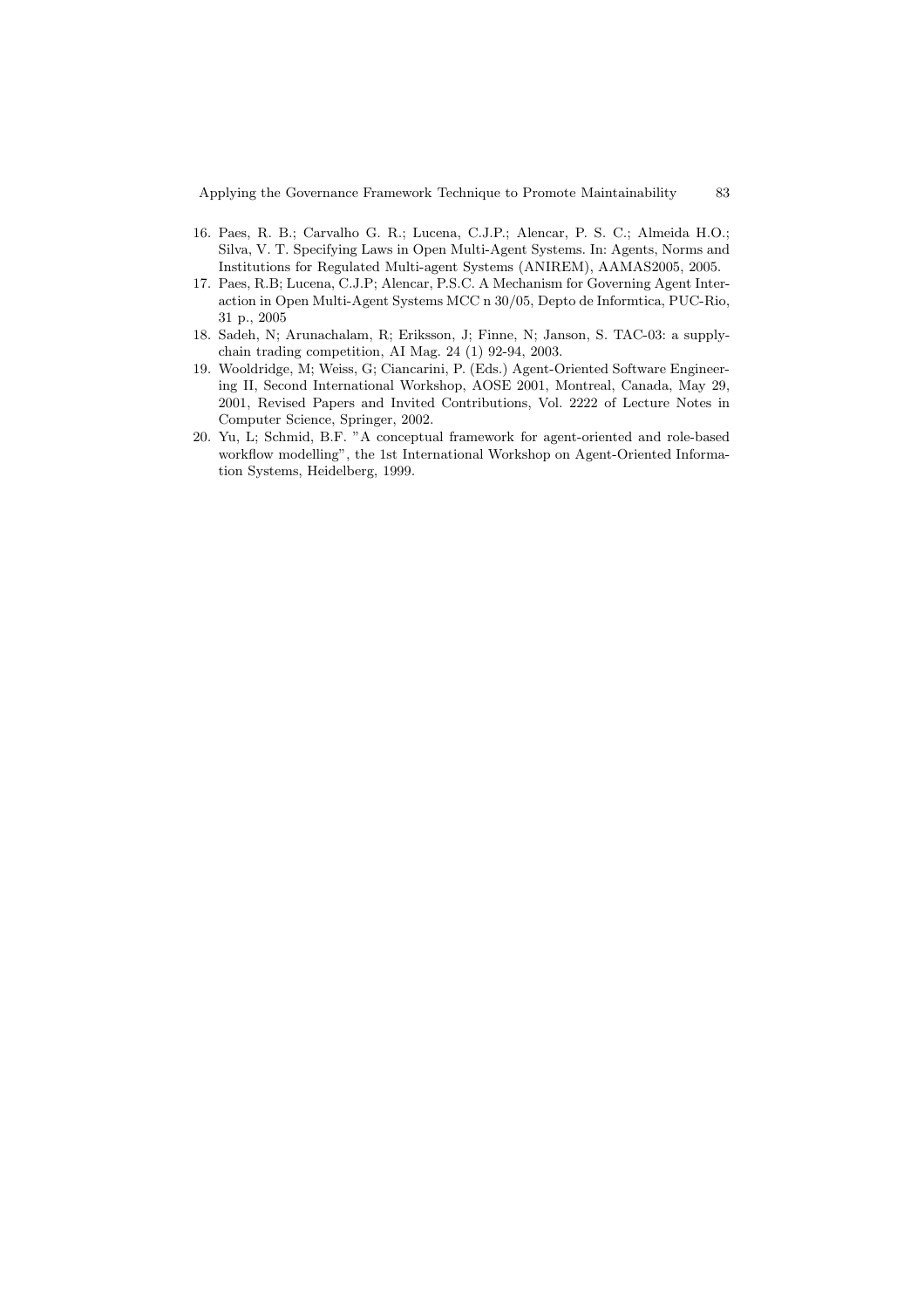16. Paes, R. B.; Carvalho G. R.; Lucena, C.J.P.; Alencar, P. S. C.; Almeida H.O.; Silva, V. T. Specifying Laws in Open Multi-Agent Systems. In: Agents, Norms and Institutions for Regulated Multi-agent Systems (ANIREM), AAMAS2005, 2005.
17. Paes, R.B; Lucena, C.J.P; Alencar, P.S.C. A Mechanism for Governing Agent Interaction in Open Multi-Agent Systems MCC n 30/05, Depto de Informtica, PUC-Rio, 31 p., 2005
18. Sadeh, N; Arunachalam, R; Eriksson, J; Finne, N; Janson, S. TAC-03: a supply-chain trading competition, AI Mag. 24 (1) 92-94, 2003.
19. Wooldridge, M; Weiss, G; Ciancarini, P. (Eds.) Agent-Oriented Software Engineering II, Second International Workshop, AOSE 2001, Montreal, Canada, May 29, 2001, Revised Papers and Invited Contributions, Vol. 2222 of Lecture Notes in Computer Science, Springer, 2002.
20. Yu, L; Schmid, B.F. "A conceptual framework for agent-oriented and role-based workflow modelling", the 1st International Workshop on Agent-Oriented Information Systems, Heidelberg, 1999.